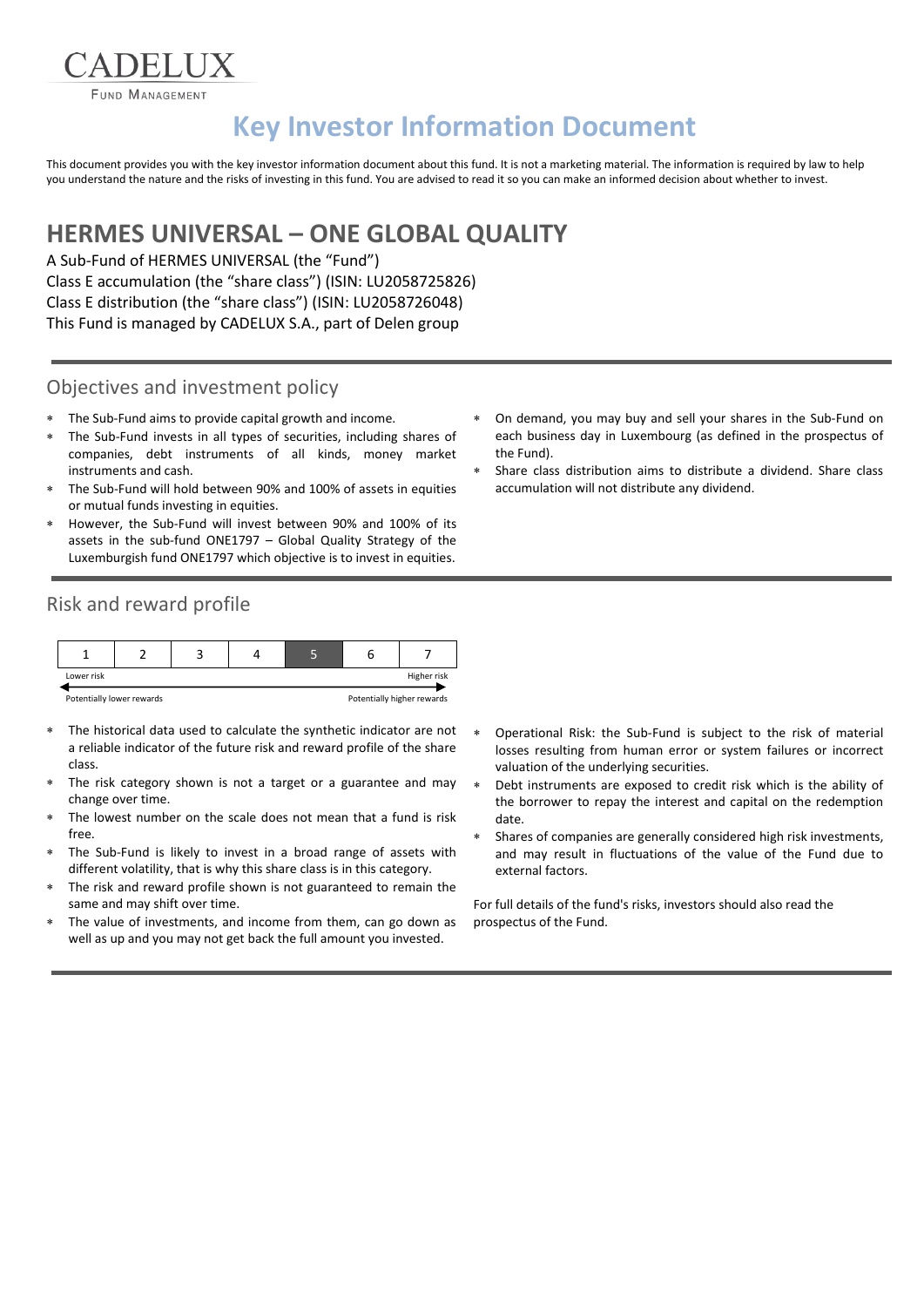CADELUX
FUND MANAGEMENT

# Key Investor Information Document

This document provides you with the key investor information document about this fund. It is not a marketing material. The information is required by law to help you understand the nature and the risks of investing in this fund. You are advised to read it so you can make an informed decision about whether to invest.

## HERMES UNIVERSAL – ONE GLOBAL QUALITY

A Sub-Fund of HERMES UNIVERSAL (the "Fund")
Class E accumulation (the "share class") (ISIN: LU2058725826)
Class E distribution (the "share class") (ISIN: LU2058726048)
This Fund is managed by CADELUX S.A., part of Delen group

### Objectives and investment policy

- The Sub-Fund aims to provide capital growth and income.
- The Sub-Fund invests in all types of securities, including shares of companies, debt instruments of all kinds, money market instruments and cash.
- The Sub-Fund will hold between 90% and 100% of assets in equities or mutual funds investing in equities.
- However, the Sub-Fund will invest between 90% and 100% of its assets in the sub-fund ONE1797 – Global Quality Strategy of the Luxemburgish fund ONE1797 which objective is to invest in equities.
- On demand, you may buy and sell your shares in the Sub-Fund on each business day in Luxembourg (as defined in the prospectus of the Fund).
- Share class distribution aims to distribute a dividend. Share class accumulation will not distribute any dividend.

### Risk and reward profile

| 1 | 2 | 3 | 4 | **5** | 6 | 7 |
|---|---|---|---|---|---|---|

Lower risk — Higher risk

Potentially lower rewards — Potentially higher rewards

- The historical data used to calculate the synthetic indicator are not a reliable indicator of the future risk and reward profile of the share class.
- The risk category shown is not a target or a guarantee and may change over time.
- The lowest number on the scale does not mean that a fund is risk free.
- The Sub-Fund is likely to invest in a broad range of assets with different volatility, that is why this share class is in this category.
- The risk and reward profile shown is not guaranteed to remain the same and may shift over time.
- The value of investments, and income from them, can go down as well as up and you may not get back the full amount you invested.
- Operational Risk: the Sub-Fund is subject to the risk of material losses resulting from human error or system failures or incorrect valuation of the underlying securities.
- Debt instruments are exposed to credit risk which is the ability of the borrower to repay the interest and capital on the redemption date.
- Shares of companies are generally considered high risk investments, and may result in fluctuations of the value of the Fund due to external factors.

For full details of the fund's risks, investors should also read the prospectus of the Fund.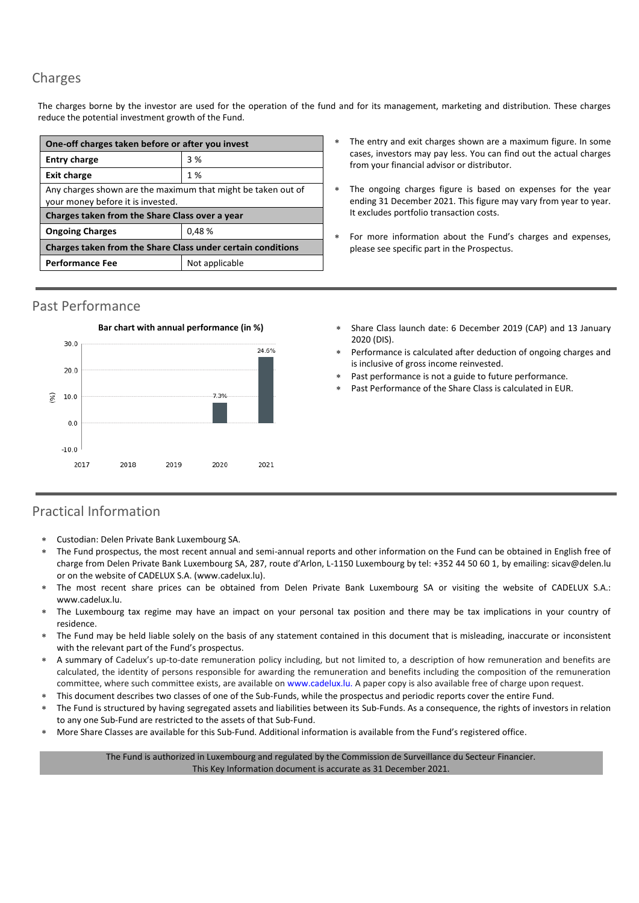## Charges

The charges borne by the investor are used for the operation of the fund and for its management, marketing and distribution. These charges reduce the potential investment growth of the Fund.

| One-off charges taken before or after you invest | |
|---|---|
| **Entry charge** | 3 % |
| **Exit charge** | 1 % |
| Any charges shown are the maximum that might be taken out of your money before it is invested. | |
| **Charges taken from the Share Class over a year** | |
| **Ongoing Charges** | 0,48 % |
| **Charges taken from the Share Class under certain conditions** | |
| **Performance Fee** | Not applicable |

- The entry and exit charges shown are a maximum figure. In some cases, investors may pay less. You can find out the actual charges from your financial advisor or distributor.
- The ongoing charges figure is based on expenses for the year ending 31 December 2021. This figure may vary from year to year. It excludes portfolio transaction costs.
- For more information about the Fund's charges and expenses, please see specific part in the Prospectus.

## Past Performance

**Bar chart with annual performance (in %)**

(%)

30.0
20.0
10.0
0.0
-10.0

2017
2018
2019
2020
2021

7.3%
24.6%

- Share Class launch date: 6 December 2019 (CAP) and 13 January 2020 (DIS).
- Performance is calculated after deduction of ongoing charges and is inclusive of gross income reinvested.
- Past performance is not a guide to future performance.
- Past Performance of the Share Class is calculated in EUR.

## Practical Information

- Custodian: Delen Private Bank Luxembourg SA.
- The Fund prospectus, the most recent annual and semi-annual reports and other information on the Fund can be obtained in English free of charge from Delen Private Bank Luxembourg SA, 287, route d'Arlon, L-1150 Luxembourg by tel: +352 44 50 60 1, by emailing: sicav@delen.lu or on the website of CADELUX S.A. (www.cadelux.lu).
- The most recent share prices can be obtained from Delen Private Bank Luxembourg SA or visiting the website of CADELUX S.A.: www.cadelux.lu.
- The Luxembourg tax regime may have an impact on your personal tax position and there may be tax implications in your country of residence.
- The Fund may be held liable solely on the basis of any statement contained in this document that is misleading, inaccurate or inconsistent with the relevant part of the Fund's prospectus.
- A summary of Cadelux's up-to-date remuneration policy including, but not limited to, a description of how remuneration and benefits are calculated, the identity of persons responsible for awarding the remuneration and benefits including the composition of the remuneration committee, where such committee exists, are available on www.cadelux.lu. A paper copy is also available free of charge upon request.
- This document describes two classes of one of the Sub-Funds, while the prospectus and periodic reports cover the entire Fund.
- The Fund is structured by having segregated assets and liabilities between its Sub-Funds. As a consequence, the rights of investors in relation to any one Sub-Fund are restricted to the assets of that Sub-Fund.
- More Share Classes are available for this Sub-Fund. Additional information is available from the Fund's registered office.

The Fund is authorized in Luxembourg and regulated by the Commission de Surveillance du Secteur Financier.
This Key Information document is accurate as 31 December 2021.